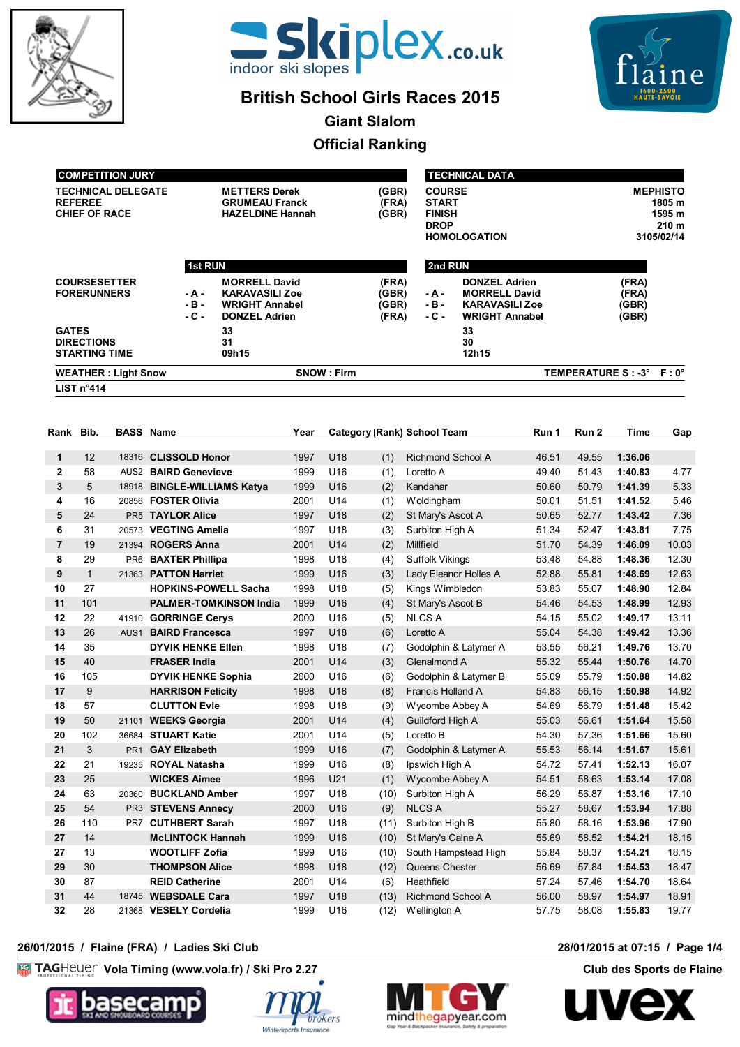# British School Girls Races 2015

## Giant Slalom

## Official Ranking

| COMPETITION JURY | | |
|---|---|---|
| TECHNICAL DELEGATE | METTERS Derek | (GBR) |
| REFEREE | GRUMEAU Franck | (FRA) |
| CHIEF OF RACE | HAZELDINE Hannah | (GBR) |

| TECHNICAL DATA | |
|---|---|
| COURSE | MEPHISTO |
| START | 1805 m |
| FINISH | 1595 m |
| DROP | 210 m |
| HOMOLOGATION | 3105/02/14 |

| | 1st RUN | | 2nd RUN | |
|---|---|---|---|---|
| COURSESETTER | MORRELL David | (FRA) | DONZEL Adrien | (FRA) |
| FORERUNNERS | - A - KARAVASILI Zoe | (GBR) | - A - MORRELL David | (FRA) |
| | - B - WRIGHT Annabel | (GBR) | - B - KARAVASILI Zoe | (GBR) |
| | - C - DONZEL Adrien | (FRA) | - C - WRIGHT Annabel | (GBR) |
| GATES | 33 | | 33 | |
| DIRECTIONS | 31 | | 30 | |
| STARTING TIME | 09h15 | | 12h15 | |

WEATHER : Light Snow — SNOW : Firm — TEMPERATURE S : -3° F : 0°

LIST n°414

| Rank | Bib. | BASS | Name | Year | Category | (Rank) | School Team | Run 1 | Run 2 | Time | Gap |
|---|---|---|---|---|---|---|---|---|---|---|---|
| 1 | 12 | 18316 | CLISSOLD Honor | 1997 | U18 | (1) | Richmond School A | 46.51 | 49.55 | 1:36.06 | |
| 2 | 58 | AUS2 | BAIRD Genevieve | 1999 | U16 | (1) | Loretto A | 49.40 | 51.43 | 1:40.83 | 4.77 |
| 3 | 5 | 18918 | BINGLE-WILLIAMS Katya | 1999 | U16 | (2) | Kandahar | 50.60 | 50.79 | 1:41.39 | 5.33 |
| 4 | 16 | 20856 | FOSTER Olivia | 2001 | U14 | (1) | Woldingham | 50.01 | 51.51 | 1:41.52 | 5.46 |
| 5 | 24 | PR5 | TAYLOR Alice | 1997 | U18 | (2) | St Mary's Ascot A | 50.65 | 52.77 | 1:43.42 | 7.36 |
| 6 | 31 | 20573 | VEGTING Amelia | 1997 | U18 | (3) | Surbiton High A | 51.34 | 52.47 | 1:43.81 | 7.75 |
| 7 | 19 | 21394 | ROGERS Anna | 2001 | U14 | (2) | Millfield | 51.70 | 54.39 | 1:46.09 | 10.03 |
| 8 | 29 | PR6 | BAXTER Phillipa | 1998 | U18 | (4) | Suffolk Vikings | 53.48 | 54.88 | 1:48.36 | 12.30 |
| 9 | 1 | 21363 | PATTON Harriet | 1999 | U16 | (3) | Lady Eleanor Holles A | 52.88 | 55.81 | 1:48.69 | 12.63 |
| 10 | 27 | | HOPKINS-POWELL Sacha | 1998 | U18 | (5) | Kings Wimbledon | 53.83 | 55.07 | 1:48.90 | 12.84 |
| 11 | 101 | | PALMER-TOMKINSON India | 1999 | U16 | (4) | St Mary's Ascot B | 54.46 | 54.53 | 1:48.99 | 12.93 |
| 12 | 22 | 41910 | GORRINGE Cerys | 2000 | U16 | (5) | NLCS A | 54.15 | 55.02 | 1:49.17 | 13.11 |
| 13 | 26 | AUS1 | BAIRD Francesca | 1997 | U18 | (6) | Loretto A | 55.04 | 54.38 | 1:49.42 | 13.36 |
| 14 | 35 | | DYVIK HENKE Ellen | 1998 | U18 | (7) | Godolphin & Latymer A | 53.55 | 56.21 | 1:49.76 | 13.70 |
| 15 | 40 | | FRASER India | 2001 | U14 | (3) | Glenalmond A | 55.32 | 55.44 | 1:50.76 | 14.70 |
| 16 | 105 | | DYVIK HENKE Sophia | 2000 | U16 | (6) | Godolphin & Latymer B | 55.09 | 55.79 | 1:50.88 | 14.82 |
| 17 | 9 | | HARRISON Felicity | 1998 | U18 | (8) | Francis Holland A | 54.83 | 56.15 | 1:50.98 | 14.92 |
| 18 | 57 | | CLUTTON Evie | 1998 | U18 | (9) | Wycombe Abbey A | 54.69 | 56.79 | 1:51.48 | 15.42 |
| 19 | 50 | 21101 | WEEKS Georgia | 2001 | U14 | (4) | Guildford High A | 55.03 | 56.61 | 1:51.64 | 15.58 |
| 20 | 102 | 36684 | STUART Katie | 2001 | U14 | (5) | Loretto B | 54.30 | 57.36 | 1:51.66 | 15.60 |
| 21 | 3 | PR1 | GAY Elizabeth | 1999 | U16 | (7) | Godolphin & Latymer A | 55.53 | 56.14 | 1:51.67 | 15.61 |
| 22 | 21 | 19235 | ROYAL Natasha | 1999 | U16 | (8) | Ipswich High A | 54.72 | 57.41 | 1:52.13 | 16.07 |
| 23 | 25 | | WICKES Aimee | 1996 | U21 | (1) | Wycombe Abbey A | 54.51 | 58.63 | 1:53.14 | 17.08 |
| 24 | 63 | 20360 | BUCKLAND Amber | 1997 | U18 | (10) | Surbiton High A | 56.29 | 56.87 | 1:53.16 | 17.10 |
| 25 | 54 | PR3 | STEVENS Annecy | 2000 | U16 | (9) | NLCS A | 55.27 | 58.67 | 1:53.94 | 17.88 |
| 26 | 110 | PR7 | CUTHBERT Sarah | 1997 | U18 | (11) | Surbiton High B | 55.80 | 58.16 | 1:53.96 | 17.90 |
| 27 | 14 | | McLINTOCK Hannah | 1999 | U16 | (10) | St Mary's Calne A | 55.69 | 58.52 | 1:54.21 | 18.15 |
| 27 | 13 | | WOOTLIFF Zofia | 1999 | U16 | (10) | South Hampstead High | 55.84 | 58.37 | 1:54.21 | 18.15 |
| 29 | 30 | | THOMPSON Alice | 1998 | U18 | (12) | Queens Chester | 56.69 | 57.84 | 1:54.53 | 18.47 |
| 30 | 87 | | REID Catherine | 2001 | U14 | (6) | Heathfield | 57.24 | 57.46 | 1:54.70 | 18.64 |
| 31 | 44 | 18745 | WEBSDALE Cara | 1997 | U18 | (13) | Richmond School A | 56.00 | 58.97 | 1:54.97 | 18.91 |
| 32 | 28 | 21368 | VESELY Cordelia | 1999 | U16 | (12) | Wellington A | 57.75 | 58.08 | 1:55.83 | 19.77 |

26/01/2015 / Flaine (FRA) / Ladies Ski Club — 28/01/2015 at 07:15

TAGHeuer Vola Timing (www.vola.fr) / Ski Pro 2.27 — Club des Sports de Flaine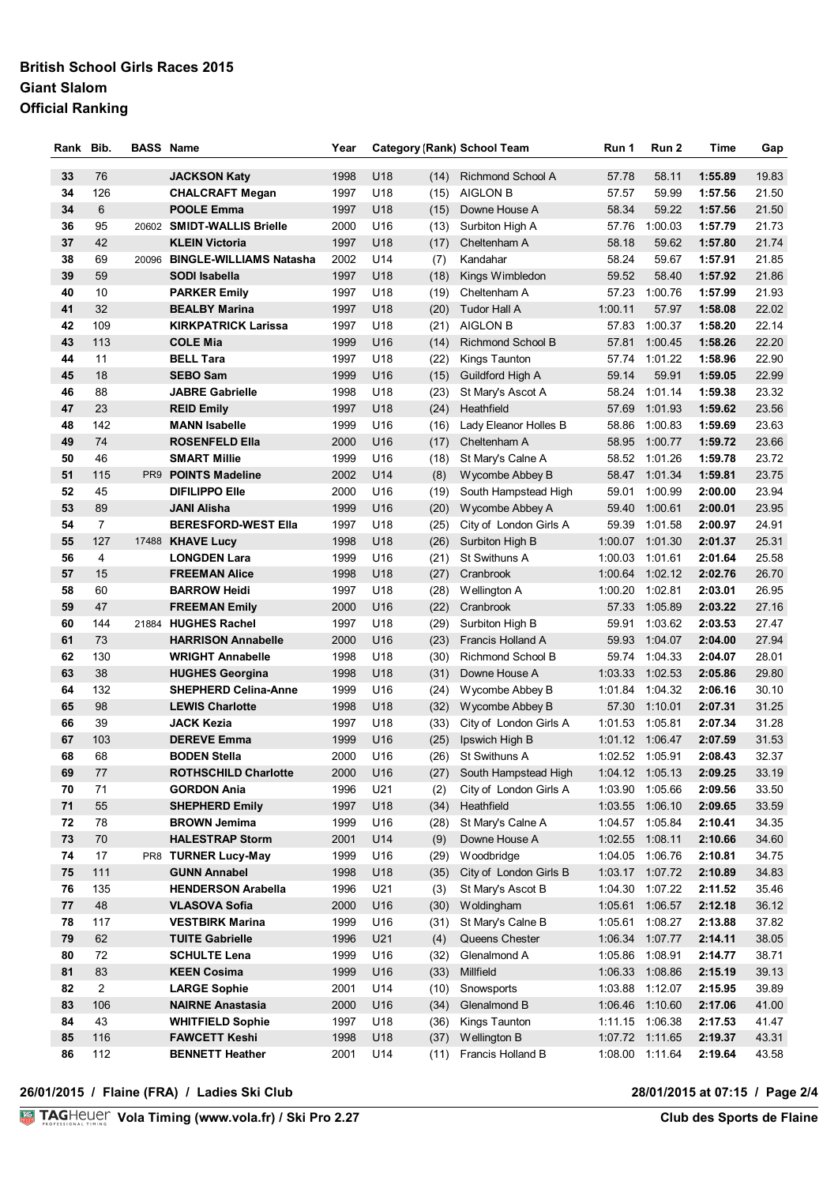# British School Girls Races 2015

## Giant Slalom

## Official Ranking

| Rank | Bib. | BASS | Name | Year | Category | (Rank) | School Team | Run 1 | Run 2 | Time | Gap |
|---|---|---|---|---|---|---|---|---|---|---|---|
| 33 | 76 | | **JACKSON Katy** | 1998 | U18 | (14) | Richmond School A | 57.78 | 58.11 | **1:55.89** | 19.83 |
| 34 | 126 | | **CHALCRAFT Megan** | 1997 | U18 | (15) | AIGLON B | 57.57 | 59.99 | **1:57.56** | 21.50 |
| 34 | 6 | | **POOLE Emma** | 1997 | U18 | (15) | Downe House A | 58.34 | 59.22 | **1:57.56** | 21.50 |
| 36 | 95 | 20602 | **SMIDT-WALLIS Brielle** | 2000 | U16 | (13) | Surbiton High A | 57.76 | 1:00.03 | **1:57.79** | 21.73 |
| 37 | 42 | | **KLEIN Victoria** | 1997 | U18 | (17) | Cheltenham A | 58.18 | 59.62 | **1:57.80** | 21.74 |
| 38 | 69 | 20096 | **BINGLE-WILLIAMS Natasha** | 2002 | U14 | (7) | Kandahar | 58.24 | 59.67 | **1:57.91** | 21.85 |
| 39 | 59 | | **SODI Isabella** | 1997 | U18 | (18) | Kings Wimbledon | 59.52 | 58.40 | **1:57.92** | 21.86 |
| 40 | 10 | | **PARKER Emily** | 1997 | U18 | (19) | Cheltenham A | 57.23 | 1:00.76 | **1:57.99** | 21.93 |
| 41 | 32 | | **BEALBY Marina** | 1997 | U18 | (20) | Tudor Hall A | 1:00.11 | 57.97 | **1:58.08** | 22.02 |
| 42 | 109 | | **KIRKPATRICK Larissa** | 1997 | U18 | (21) | AIGLON B | 57.83 | 1:00.37 | **1:58.20** | 22.14 |
| 43 | 113 | | **COLE Mia** | 1999 | U16 | (14) | Richmond School B | 57.81 | 1:00.45 | **1:58.26** | 22.20 |
| 44 | 11 | | **BELL Tara** | 1997 | U18 | (22) | Kings Taunton | 57.74 | 1:01.22 | **1:58.96** | 22.90 |
| 45 | 18 | | **SEBO Sam** | 1999 | U16 | (15) | Guildford High A | 59.14 | 59.91 | **1:59.05** | 22.99 |
| 46 | 88 | | **JABRE Gabrielle** | 1998 | U18 | (23) | St Mary's Ascot A | 58.24 | 1:01.14 | **1:59.38** | 23.32 |
| 47 | 23 | | **REID Emily** | 1997 | U18 | (24) | Heathfield | 57.69 | 1:01.93 | **1:59.62** | 23.56 |
| 48 | 142 | | **MANN Isabelle** | 1999 | U16 | (16) | Lady Eleanor Holles B | 58.86 | 1:00.83 | **1:59.69** | 23.63 |
| 49 | 74 | | **ROSENFELD Ella** | 2000 | U16 | (17) | Cheltenham A | 58.95 | 1:00.77 | **1:59.72** | 23.66 |
| 50 | 46 | | **SMART Millie** | 1999 | U16 | (18) | St Mary's Calne A | 58.52 | 1:01.26 | **1:59.78** | 23.72 |
| 51 | 115 | PR9 | **POINTS Madeline** | 2002 | U14 | (8) | Wycombe Abbey B | 58.47 | 1:01.34 | **1:59.81** | 23.75 |
| 52 | 45 | | **DIFILIPPO Elle** | 2000 | U16 | (19) | South Hampstead High | 59.01 | 1:00.99 | **2:00.00** | 23.94 |
| 53 | 89 | | **JANI Alisha** | 1999 | U16 | (20) | Wycombe Abbey A | 59.40 | 1:00.61 | **2:00.01** | 23.95 |
| 54 | 7 | | **BERESFORD-WEST Ella** | 1997 | U18 | (25) | City of London Girls A | 59.39 | 1:01.58 | **2:00.97** | 24.91 |
| 55 | 127 | 17488 | **KHAVE Lucy** | 1998 | U18 | (26) | Surbiton High B | 1:00.07 | 1:01.30 | **2:01.37** | 25.31 |
| 56 | 4 | | **LONGDEN Lara** | 1999 | U16 | (21) | St Swithuns A | 1:00.03 | 1:01.61 | **2:01.64** | 25.58 |
| 57 | 15 | | **FREEMAN Alice** | 1998 | U18 | (27) | Cranbrook | 1:00.64 | 1:02.12 | **2:02.76** | 26.70 |
| 58 | 60 | | **BARROW Heidi** | 1997 | U18 | (28) | Wellington A | 1:00.20 | 1:02.81 | **2:03.01** | 26.95 |
| 59 | 47 | | **FREEMAN Emily** | 2000 | U16 | (22) | Cranbrook | 57.33 | 1:05.89 | **2:03.22** | 27.16 |
| 60 | 144 | 21884 | **HUGHES Rachel** | 1997 | U18 | (29) | Surbiton High B | 59.91 | 1:03.62 | **2:03.53** | 27.47 |
| 61 | 73 | | **HARRISON Annabelle** | 2000 | U16 | (23) | Francis Holland A | 59.93 | 1:04.07 | **2:04.00** | 27.94 |
| 62 | 130 | | **WRIGHT Annabelle** | 1998 | U18 | (30) | Richmond School B | 59.74 | 1:04.33 | **2:04.07** | 28.01 |
| 63 | 38 | | **HUGHES Georgina** | 1998 | U18 | (31) | Downe House A | 1:03.33 | 1:02.53 | **2:05.86** | 29.80 |
| 64 | 132 | | **SHEPHERD Celina-Anne** | 1999 | U16 | (24) | Wycombe Abbey B | 1:01.84 | 1:04.32 | **2:06.16** | 30.10 |
| 65 | 98 | | **LEWIS Charlotte** | 1998 | U18 | (32) | Wycombe Abbey B | 57.30 | 1:10.01 | **2:07.31** | 31.25 |
| 66 | 39 | | **JACK Kezia** | 1997 | U18 | (33) | City of London Girls A | 1:01.53 | 1:05.81 | **2:07.34** | 31.28 |
| 67 | 103 | | **DEREVE Emma** | 1999 | U16 | (25) | Ipswich High B | 1:01.12 | 1:06.47 | **2:07.59** | 31.53 |
| 68 | 68 | | **BODEN Stella** | 2000 | U16 | (26) | St Swithuns A | 1:02.52 | 1:05.91 | **2:08.43** | 32.37 |
| 69 | 77 | | **ROTHSCHILD Charlotte** | 2000 | U16 | (27) | South Hampstead High | 1:04.12 | 1:05.13 | **2:09.25** | 33.19 |
| 70 | 71 | | **GORDON Ania** | 1996 | U21 | (2) | City of London Girls A | 1:03.90 | 1:05.66 | **2:09.56** | 33.50 |
| 71 | 55 | | **SHEPHERD Emily** | 1997 | U18 | (34) | Heathfield | 1:03.55 | 1:06.10 | **2:09.65** | 33.59 |
| 72 | 78 | | **BROWN Jemima** | 1999 | U16 | (28) | St Mary's Calne A | 1:04.57 | 1:05.84 | **2:10.41** | 34.35 |
| 73 | 70 | | **HALESTRAP Storm** | 2001 | U14 | (9) | Downe House A | 1:02.55 | 1:08.11 | **2:10.66** | 34.60 |
| 74 | 17 | PR8 | **TURNER Lucy-May** | 1999 | U16 | (29) | Woodbridge | 1:04.05 | 1:06.76 | **2:10.81** | 34.75 |
| 75 | 111 | | **GUNN Annabel** | 1998 | U18 | (35) | City of London Girls B | 1:03.17 | 1:07.72 | **2:10.89** | 34.83 |
| 76 | 135 | | **HENDERSON Arabella** | 1996 | U21 | (3) | St Mary's Ascot B | 1:04.30 | 1:07.22 | **2:11.52** | 35.46 |
| 77 | 48 | | **VLASOVA Sofia** | 2000 | U16 | (30) | Woldingham | 1:05.61 | 1:06.57 | **2:12.18** | 36.12 |
| 78 | 117 | | **VESTBIRK Marina** | 1999 | U16 | (31) | St Mary's Calne B | 1:05.61 | 1:08.27 | **2:13.88** | 37.82 |
| 79 | 62 | | **TUITE Gabrielle** | 1996 | U21 | (4) | Queens Chester | 1:06.34 | 1:07.77 | **2:14.11** | 38.05 |
| 80 | 72 | | **SCHULTE Lena** | 1999 | U16 | (32) | Glenalmond A | 1:05.86 | 1:08.91 | **2:14.77** | 38.71 |
| 81 | 83 | | **KEEN Cosima** | 1999 | U16 | (33) | Millfield | 1:06.33 | 1:08.86 | **2:15.19** | 39.13 |
| 82 | 2 | | **LARGE Sophie** | 2001 | U14 | (10) | Snowsports | 1:03.88 | 1:12.07 | **2:15.95** | 39.89 |
| 83 | 106 | | **NAIRNE Anastasia** | 2000 | U16 | (34) | Glenalmond B | 1:06.46 | 1:10.60 | **2:17.06** | 41.00 |
| 84 | 43 | | **WHITFIELD Sophie** | 1997 | U18 | (36) | Kings Taunton | 1:11.15 | 1:06.38 | **2:17.53** | 41.47 |
| 85 | 116 | | **FAWCETT Keshi** | 1998 | U18 | (37) | Wellington B | 1:07.72 | 1:11.65 | **2:19.37** | 43.31 |
| 86 | 112 | | **BENNETT Heather** | 2001 | U14 | (11) | Francis Holland B | 1:08.00 | 1:11.64 | **2:19.64** | 43.58 |

**26/01/2015 / Flaine (FRA) / Ladies Ski Club** — **28/01/2015 at 07:15**

TAGHeuer **Vola Timing (www.vola.fr) / Ski Pro 2.27** — **Club des Sports de Flaine**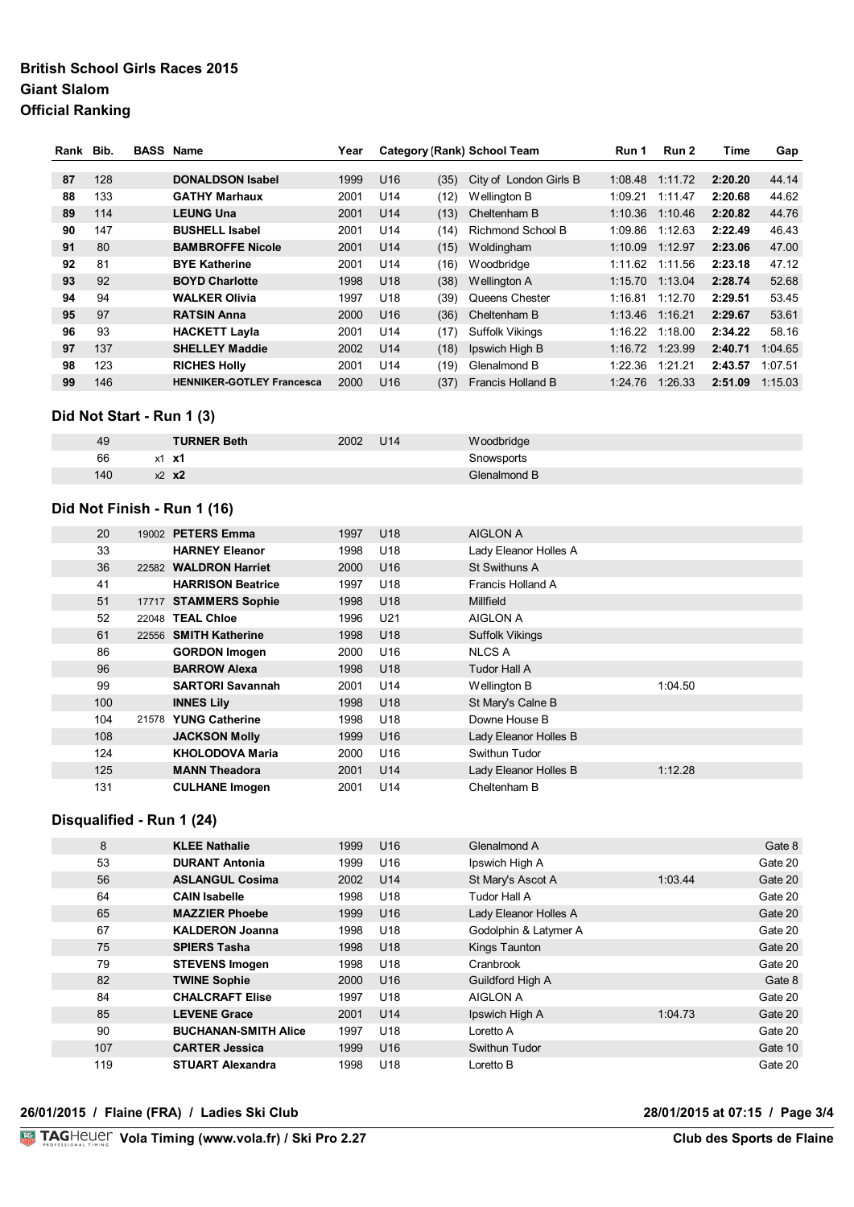# British School Girls Races 2015
# Giant Slalom
# Official Ranking

| Rank | Bib. | BASS | Name | Year | Category | (Rank) | School Team | Run 1 | Run 2 | Time | Gap |
|---|---|---|---|---|---|---|---|---|---|---|---|
| 87 | 128 | | DONALDSON Isabel | 1999 | U16 | (35) | City of London Girls B | 1:08.48 | 1:11.72 | 2:20.20 | 44.14 |
| 88 | 133 | | GATHY Marhaux | 2001 | U14 | (12) | Wellington B | 1:09.21 | 1:11.47 | 2:20.68 | 44.62 |
| 89 | 114 | | LEUNG Una | 2001 | U14 | (13) | Cheltenham B | 1:10.36 | 1:10.46 | 2:20.82 | 44.76 |
| 90 | 147 | | BUSHELL Isabel | 2001 | U14 | (14) | Richmond School B | 1:09.86 | 1:12.63 | 2:22.49 | 46.43 |
| 91 | 80 | | BAMBROFFE Nicole | 2001 | U14 | (15) | Woldingham | 1:10.09 | 1:12.97 | 2:23.06 | 47.00 |
| 92 | 81 | | BYE Katherine | 2001 | U14 | (16) | Woodbridge | 1:11.62 | 1:11.56 | 2:23.18 | 47.12 |
| 93 | 92 | | BOYD Charlotte | 1998 | U18 | (38) | Wellington A | 1:15.70 | 1:13.04 | 2:28.74 | 52.68 |
| 94 | 94 | | WALKER Olivia | 1997 | U18 | (39) | Queens Chester | 1:16.81 | 1:12.70 | 2:29.51 | 53.45 |
| 95 | 97 | | RATSIN Anna | 2000 | U16 | (36) | Cheltenham B | 1:13.46 | 1:16.21 | 2:29.67 | 53.61 |
| 96 | 93 | | HACKETT Layla | 2001 | U14 | (17) | Suffolk Vikings | 1:16.22 | 1:18.00 | 2:34.22 | 58.16 |
| 97 | 137 | | SHELLEY Maddie | 2002 | U14 | (18) | Ipswich High B | 1:16.72 | 1:23.99 | 2:40.71 | 1:04.65 |
| 98 | 123 | | RICHES Holly | 2001 | U14 | (19) | Glenalmond B | 1:22.36 | 1:21.21 | 2:43.57 | 1:07.51 |
| 99 | 146 | | HENNIKER-GOTLEY Francesca | 2000 | U16 | (37) | Francis Holland B | 1:24.76 | 1:26.33 | 2:51.09 | 1:15.03 |

## Did Not Start - Run 1 (3)

| Bib. | BASS | Name | Year | Category | School Team |
|---|---|---|---|---|---|
| 49 | | TURNER Beth | 2002 | U14 | Woodbridge |
| 66 | x1 | x1 | | | Snowsports |
| 140 | x2 | x2 | | | Glenalmond B |

## Did Not Finish - Run 1 (16)

| Bib. | BASS | Name | Year | Category | School Team | Run 1 |
|---|---|---|---|---|---|---|
| 20 | 19002 | PETERS Emma | 1997 | U18 | AIGLON A | |
| 33 | | HARNEY Eleanor | 1998 | U18 | Lady Eleanor Holles A | |
| 36 | 22582 | WALDRON Harriet | 2000 | U16 | St Swithuns A | |
| 41 | | HARRISON Beatrice | 1997 | U18 | Francis Holland A | |
| 51 | 17717 | STAMMERS Sophie | 1998 | U18 | Millfield | |
| 52 | 22048 | TEAL Chloe | 1996 | U21 | AIGLON A | |
| 61 | 22556 | SMITH Katherine | 1998 | U18 | Suffolk Vikings | |
| 86 | | GORDON Imogen | 2000 | U16 | NLCS A | |
| 96 | | BARROW Alexa | 1998 | U18 | Tudor Hall A | |
| 99 | | SARTORI Savannah | 2001 | U14 | Wellington B | 1:04.50 |
| 100 | | INNES Lily | 1998 | U18 | St Mary's Calne B | |
| 104 | 21578 | YUNG Catherine | 1998 | U18 | Downe House B | |
| 108 | | JACKSON Molly | 1999 | U16 | Lady Eleanor Holles B | |
| 124 | | KHOLODOVA Maria | 2000 | U16 | Swithun Tudor | |
| 125 | | MANN Theadora | 2001 | U14 | Lady Eleanor Holles B | 1:12.28 |
| 131 | | CULHANE Imogen | 2001 | U14 | Cheltenham B | |

## Disqualified - Run 1 (24)

| Bib. | BASS | Name | Year | Category | School Team | Run 1 | Gate |
|---|---|---|---|---|---|---|---|
| 8 | | KLEE Nathalie | 1999 | U16 | Glenalmond A | | Gate 8 |
| 53 | | DURANT Antonia | 1999 | U16 | Ipswich High A | | Gate 20 |
| 56 | | ASLANGUL Cosima | 2002 | U14 | St Mary's Ascot A | 1:03.44 | Gate 20 |
| 64 | | CAIN Isabelle | 1998 | U18 | Tudor Hall A | | Gate 20 |
| 65 | | MAZZIER Phoebe | 1999 | U16 | Lady Eleanor Holles A | | Gate 20 |
| 67 | | KALDERON Joanna | 1998 | U18 | Godolphin & Latymer A | | Gate 20 |
| 75 | | SPIERS Tasha | 1998 | U18 | Kings Taunton | | Gate 20 |
| 79 | | STEVENS Imogen | 1998 | U18 | Cranbrook | | Gate 20 |
| 82 | | TWINE Sophie | 2000 | U16 | Guildford High A | | Gate 8 |
| 84 | | CHALCRAFT Elise | 1997 | U18 | AIGLON A | | Gate 20 |
| 85 | | LEVENE Grace | 2001 | U14 | Ipswich High A | 1:04.73 | Gate 20 |
| 90 | | BUCHANAN-SMITH Alice | 1997 | U18 | Loretto A | | Gate 20 |
| 107 | | CARTER Jessica | 1999 | U16 | Swithun Tudor | | Gate 10 |
| 119 | | STUART Alexandra | 1998 | U18 | Loretto B | | Gate 20 |

26/01/2015 / Flaine (FRA) / Ladies Ski Club

28/01/2015 at 07:15

Vola Timing (www.vola.fr) / Ski Pro 2.27

Club des Sports de Flaine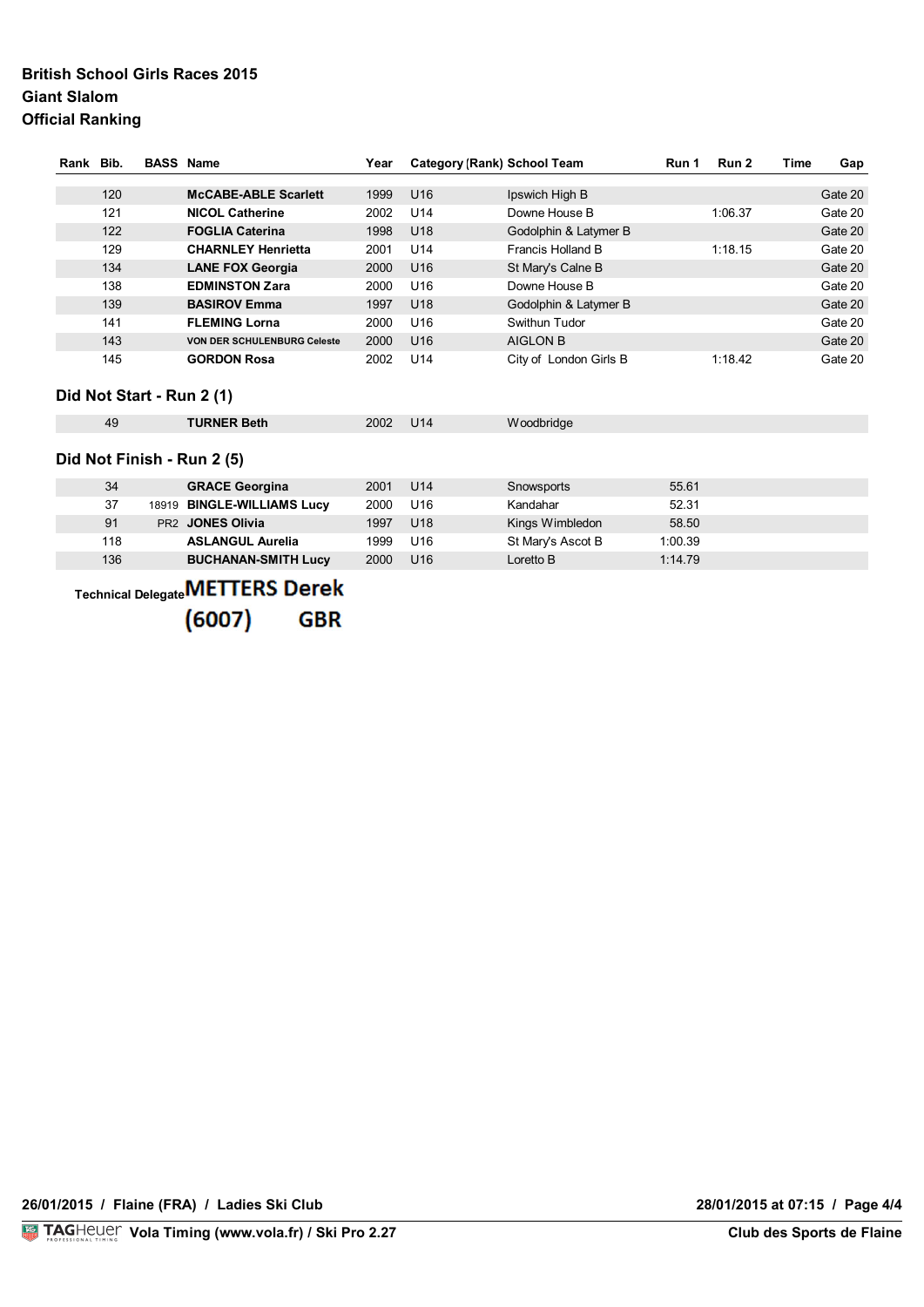**British School Girls Races 2015**
**Giant Slalom**
**Official Ranking**

| Rank | Bib. | BASS | Name | Year | Category (Rank) | School Team | Run 1 | Run 2 | Time | Gap |
|---|---|---|---|---|---|---|---|---|---|---|
| | 120 | | **McCABE-ABLE Scarlett** | 1999 | U16 | Ipswich High B | | | | Gate 20 |
| | 121 | | **NICOL Catherine** | 2002 | U14 | Downe House B | | 1:06.37 | | Gate 20 |
| | 122 | | **FOGLIA Caterina** | 1998 | U18 | Godolphin & Latymer B | | | | Gate 20 |
| | 129 | | **CHARNLEY Henrietta** | 2001 | U14 | Francis Holland B | | 1:18.15 | | Gate 20 |
| | 134 | | **LANE FOX Georgia** | 2000 | U16 | St Mary's Calne B | | | | Gate 20 |
| | 138 | | **EDMINSTON Zara** | 2000 | U16 | Downe House B | | | | Gate 20 |
| | 139 | | **BASIROV Emma** | 1997 | U18 | Godolphin & Latymer B | | | | Gate 20 |
| | 141 | | **FLEMING Lorna** | 2000 | U16 | Swithun Tudor | | | | Gate 20 |
| | 143 | | **VON DER SCHULENBURG Celeste** | 2000 | U16 | AIGLON B | | | | Gate 20 |
| | 145 | | **GORDON Rosa** | 2002 | U14 | City of London Girls B | | 1:18.42 | | Gate 20 |

### Did Not Start - Run 2 (1)

| Rank | Bib. | BASS | Name | Year | Category (Rank) | School Team | Run 1 | Run 2 | Time | Gap |
|---|---|---|---|---|---|---|---|---|---|---|
| | 49 | | **TURNER Beth** | 2002 | U14 | Woodbridge | | | | |

### Did Not Finish - Run 2 (5)

| Rank | Bib. | BASS | Name | Year | Category (Rank) | School Team | Run 1 | Run 2 | Time | Gap |
|---|---|---|---|---|---|---|---|---|---|---|
| | 34 | | **GRACE Georgina** | 2001 | U14 | Snowsports | 55.61 | | | |
| | 37 | 18919 | **BINGLE-WILLIAMS Lucy** | 2000 | U16 | Kandahar | 52.31 | | | |
| | 91 | PR2 | **JONES Olivia** | 1997 | U18 | Kings Wimbledon | 58.50 | | | |
| | 118 | | **ASLANGUL Aurelia** | 1999 | U16 | St Mary's Ascot B | 1:00.39 | | | |
| | 136 | | **BUCHANAN-SMITH Lucy** | 2000 | U16 | Loretto B | 1:14.79 | | | |

Technical Delegate **METTERS Derek (6007) GBR**

26/01/2015 / Flaine (FRA) / Ladies Ski Club

28/01/2015 at 07:15

TAGHeuer Vola Timing (www.vola.fr) / Ski Pro 2.27

Club des Sports de Flaine